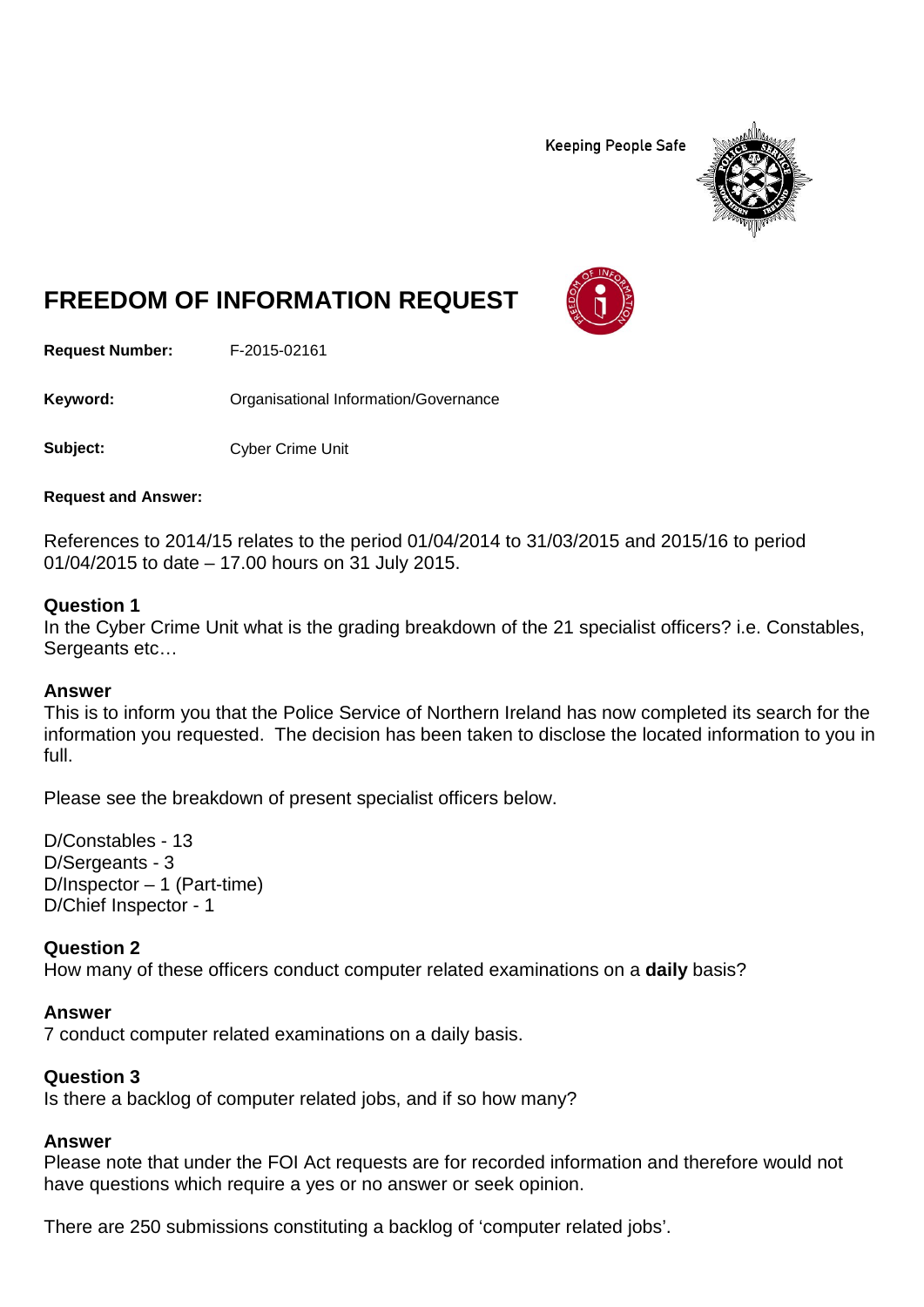Keeping People Safe

# FREEDOM OF INFORMATION REQUEST

**Request Number:** F-2015-02161

**Keyword:** Organisational Information/Governance

**Subject:** Cyber Crime Unit

**Request and Answer:**

References to 2014/15 relates to the period 01/04/2014 to 31/03/2015 and 2015/16 to period 01/04/2015 to date – 17.00 hours on 31 July 2015.

### Question 1

In the Cyber Crime Unit what is the grading breakdown of the 21 specialist officers? i.e. Constables, Sergeants etc…

### Answer

This is to inform you that the Police Service of Northern Ireland has now completed its search for the information you requested. The decision has been taken to disclose the located information to you in full.

Please see the breakdown of present specialist officers below.

D/Constables - 13
D/Sergeants - 3
D/Inspector – 1 (Part-time)
D/Chief Inspector - 1

### Question 2

How many of these officers conduct computer related examinations on a **daily** basis?

### Answer

7 conduct computer related examinations on a daily basis.

### Question 3

Is there a backlog of computer related jobs, and if so how many?

### Answer

Please note that under the FOI Act requests are for recorded information and therefore would not have questions which require a yes or no answer or seek opinion.

There are 250 submissions constituting a backlog of 'computer related jobs'.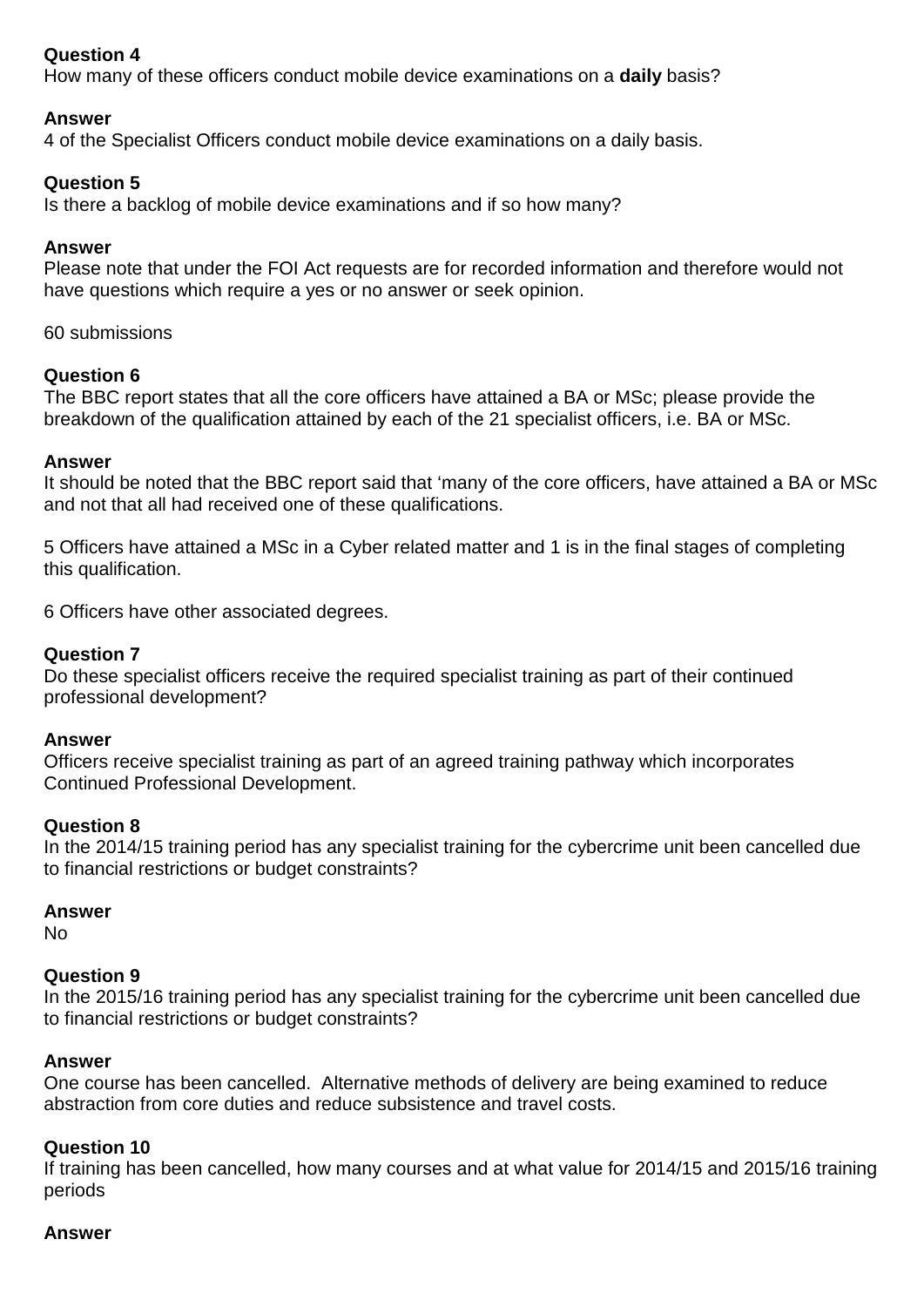**Question 4**
How many of these officers conduct mobile device examinations on a **daily** basis?

**Answer**
4 of the Specialist Officers conduct mobile device examinations on a daily basis.

**Question 5**
Is there a backlog of mobile device examinations and if so how many?

**Answer**
Please note that under the FOI Act requests are for recorded information and therefore would not have questions which require a yes or no answer or seek opinion.

60 submissions

**Question 6**
The BBC report states that all the core officers have attained a BA or MSc; please provide the breakdown of the qualification attained by each of the 21 specialist officers, i.e. BA or MSc.

**Answer**
It should be noted that the BBC report said that 'many of the core officers, have attained a BA or MSc and not that all had received one of these qualifications.

5 Officers have attained a MSc in a Cyber related matter and 1 is in the final stages of completing this qualification.

6 Officers have other associated degrees.

**Question 7**
Do these specialist officers receive the required specialist training as part of their continued professional development?

**Answer**
Officers receive specialist training as part of an agreed training pathway which incorporates Continued Professional Development.

**Question 8**
In the 2014/15 training period has any specialist training for the cybercrime unit been cancelled due to financial restrictions or budget constraints?

**Answer**
No

**Question 9**
In the 2015/16 training period has any specialist training for the cybercrime unit been cancelled due to financial restrictions or budget constraints?

**Answer**
One course has been cancelled. Alternative methods of delivery are being examined to reduce abstraction from core duties and reduce subsistence and travel costs.

**Question 10**
If training has been cancelled, how many courses and at what value for 2014/15 and 2015/16 training periods

**Answer**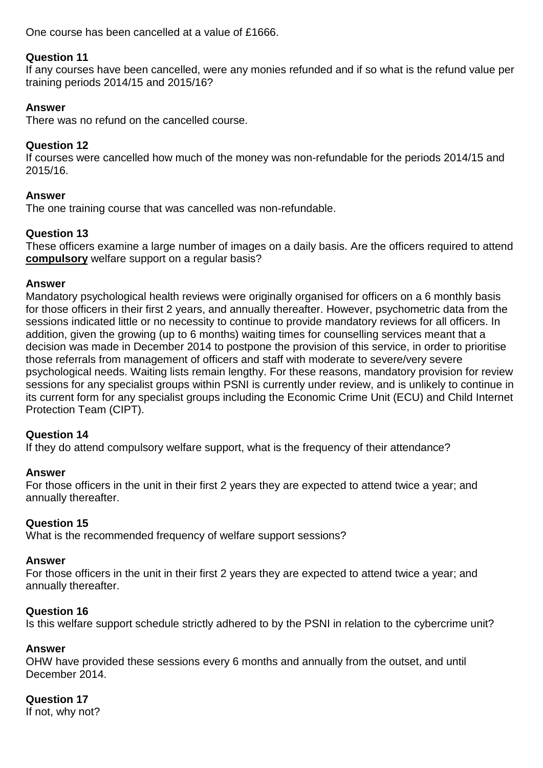One course has been cancelled at a value of £1666.

**Question 11**
If any courses have been cancelled, were any monies refunded and if so what is the refund value per training periods 2014/15 and 2015/16?

**Answer**
There was no refund on the cancelled course.

**Question 12**
If courses were cancelled how much of the money was non-refundable for the periods 2014/15 and 2015/16.

**Answer**
The one training course that was cancelled was non-refundable.

**Question 13**
These officers examine a large number of images on a daily basis. Are the officers required to attend **compulsory** welfare support on a regular basis?

**Answer**
Mandatory psychological health reviews were originally organised for officers on a 6 monthly basis for those officers in their first 2 years, and annually thereafter. However, psychometric data from the sessions indicated little or no necessity to continue to provide mandatory reviews for all officers. In addition, given the growing (up to 6 months) waiting times for counselling services meant that a decision was made in December 2014 to postpone the provision of this service, in order to prioritise those referrals from management of officers and staff with moderate to severe/very severe psychological needs. Waiting lists remain lengthy. For these reasons, mandatory provision for review sessions for any specialist groups within PSNI is currently under review, and is unlikely to continue in its current form for any specialist groups including the Economic Crime Unit (ECU) and Child Internet Protection Team (CIPT).

**Question 14**
If they do attend compulsory welfare support, what is the frequency of their attendance?

**Answer**
For those officers in the unit in their first 2 years they are expected to attend twice a year; and annually thereafter.

**Question 15**
What is the recommended frequency of welfare support sessions?

**Answer**
For those officers in the unit in their first 2 years they are expected to attend twice a year; and annually thereafter.

**Question 16**
Is this welfare support schedule strictly adhered to by the PSNI in relation to the cybercrime unit?

**Answer**
OHW have provided these sessions every 6 months and annually from the outset, and until December 2014.

**Question 17**
If not, why not?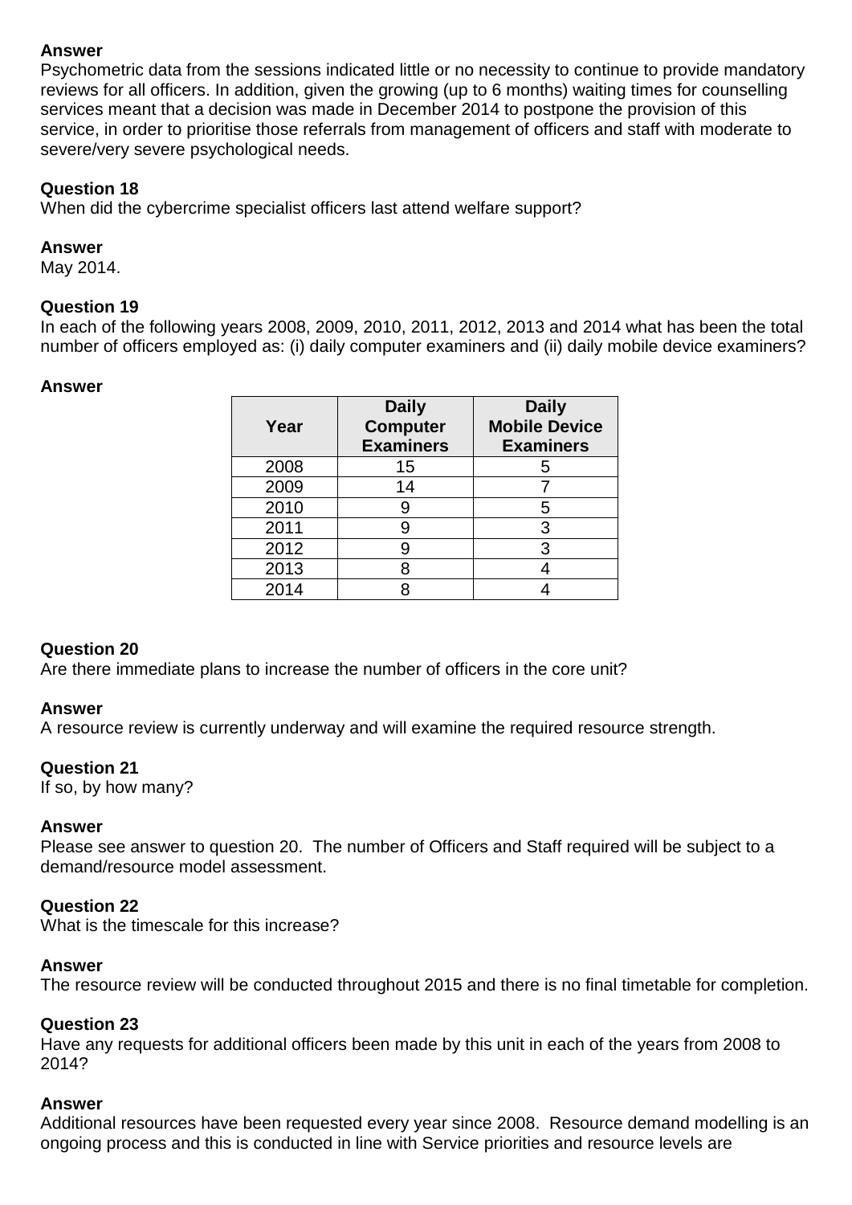**Answer**
Psychometric data from the sessions indicated little or no necessity to continue to provide mandatory reviews for all officers. In addition, given the growing (up to 6 months) waiting times for counselling services meant that a decision was made in December 2014 to postpone the provision of this service, in order to prioritise those referrals from management of officers and staff with moderate to severe/very severe psychological needs.

**Question 18**
When did the cybercrime specialist officers last attend welfare support?

**Answer**
May 2014.

**Question 19**
In each of the following years 2008, 2009, 2010, 2011, 2012, 2013 and 2014 what has been the total number of officers employed as: (i) daily computer examiners and (ii) daily mobile device examiners?

**Answer**

| Year | Daily Computer Examiners | Daily Mobile Device Examiners |
|---|---|---|
| 2008 | 15 | 5 |
| 2009 | 14 | 7 |
| 2010 | 9 | 5 |
| 2011 | 9 | 3 |
| 2012 | 9 | 3 |
| 2013 | 8 | 4 |
| 2014 | 8 | 4 |

**Question 20**
Are there immediate plans to increase the number of officers in the core unit?

**Answer**
A resource review is currently underway and will examine the required resource strength.

**Question 21**
If so, by how many?

**Answer**
Please see answer to question 20. The number of Officers and Staff required will be subject to a demand/resource model assessment.

**Question 22**
What is the timescale for this increase?

**Answer**
The resource review will be conducted throughout 2015 and there is no final timetable for completion.

**Question 23**
Have any requests for additional officers been made by this unit in each of the years from 2008 to 2014?

**Answer**
Additional resources have been requested every year since 2008. Resource demand modelling is an ongoing process and this is conducted in line with Service priorities and resource levels are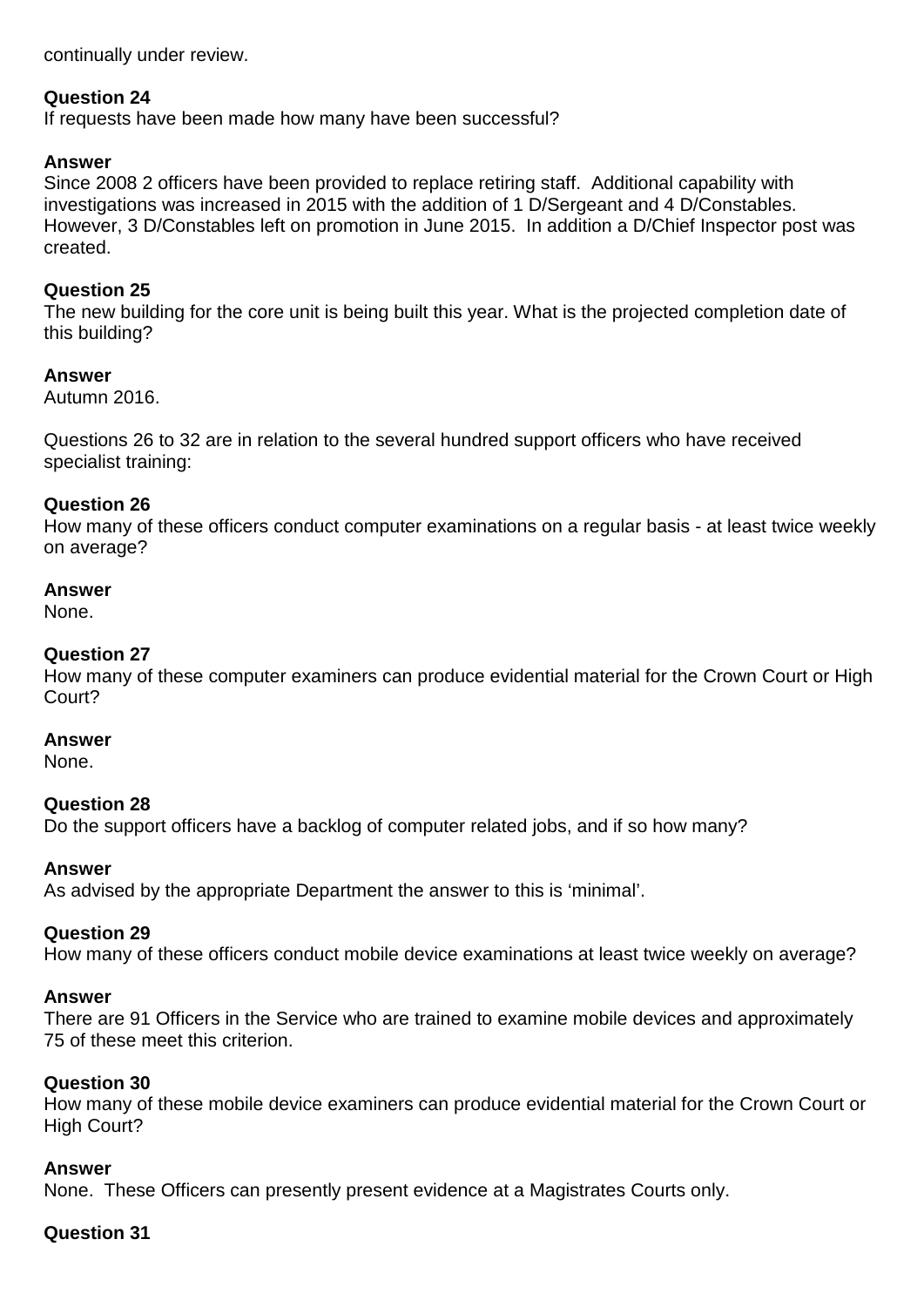continually under review.

**Question 24**
If requests have been made how many have been successful?

**Answer**
Since 2008 2 officers have been provided to replace retiring staff. Additional capability with investigations was increased in 2015 with the addition of 1 D/Sergeant and 4 D/Constables. However, 3 D/Constables left on promotion in June 2015. In addition a D/Chief Inspector post was created.

**Question 25**
The new building for the core unit is being built this year. What is the projected completion date of this building?

**Answer**
Autumn 2016.

Questions 26 to 32 are in relation to the several hundred support officers who have received specialist training:

**Question 26**
How many of these officers conduct computer examinations on a regular basis - at least twice weekly on average?

**Answer**
None.

**Question 27**
How many of these computer examiners can produce evidential material for the Crown Court or High Court?

**Answer**
None.

**Question 28**
Do the support officers have a backlog of computer related jobs, and if so how many?

**Answer**
As advised by the appropriate Department the answer to this is 'minimal'.

**Question 29**
How many of these officers conduct mobile device examinations at least twice weekly on average?

**Answer**
There are 91 Officers in the Service who are trained to examine mobile devices and approximately 75 of these meet this criterion.

**Question 30**
How many of these mobile device examiners can produce evidential material for the Crown Court or High Court?

**Answer**
None. These Officers can presently present evidence at a Magistrates Courts only.

**Question 31**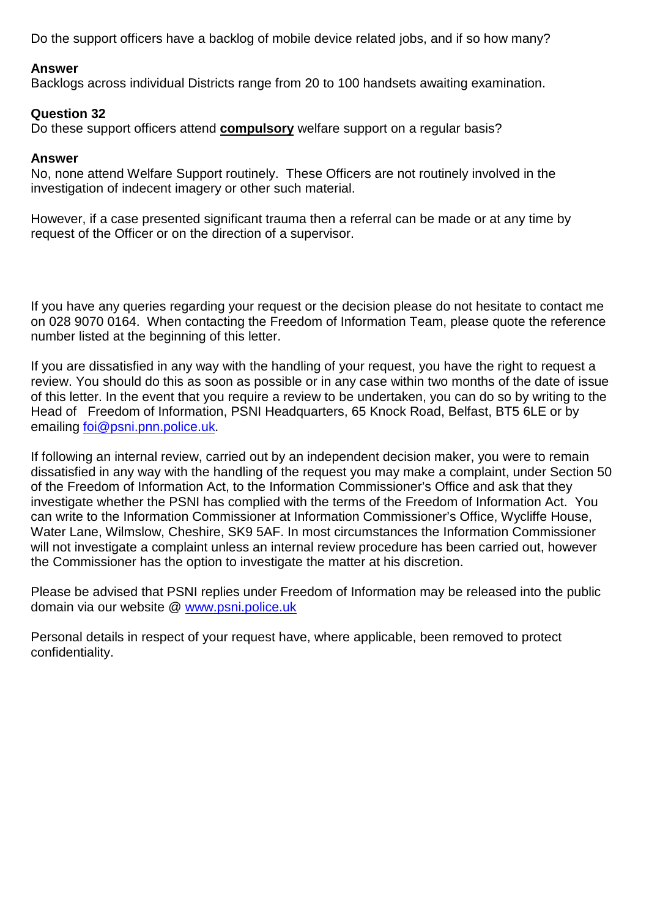Do the support officers have a backlog of mobile device related jobs, and if so how many?

**Answer**
Backlogs across individual Districts range from 20 to 100 handsets awaiting examination.

**Question 32**
Do these support officers attend **compulsory** welfare support on a regular basis?

**Answer**
No, none attend Welfare Support routinely. These Officers are not routinely involved in the investigation of indecent imagery or other such material.

However, if a case presented significant trauma then a referral can be made or at any time by request of the Officer or on the direction of a supervisor.

If you have any queries regarding your request or the decision please do not hesitate to contact me on 028 9070 0164. When contacting the Freedom of Information Team, please quote the reference number listed at the beginning of this letter.

If you are dissatisfied in any way with the handling of your request, you have the right to request a review. You should do this as soon as possible or in any case within two months of the date of issue of this letter. In the event that you require a review to be undertaken, you can do so by writing to the Head of Freedom of Information, PSNI Headquarters, 65 Knock Road, Belfast, BT5 6LE or by emailing [foi@psni.pnn.police.uk](mailto:foi@psni.pnn.police.uk).

If following an internal review, carried out by an independent decision maker, you were to remain dissatisfied in any way with the handling of the request you may make a complaint, under Section 50 of the Freedom of Information Act, to the Information Commissioner's Office and ask that they investigate whether the PSNI has complied with the terms of the Freedom of Information Act. You can write to the Information Commissioner at Information Commissioner's Office, Wycliffe House, Water Lane, Wilmslow, Cheshire, SK9 5AF. In most circumstances the Information Commissioner will not investigate a complaint unless an internal review procedure has been carried out, however the Commissioner has the option to investigate the matter at his discretion.

Please be advised that PSNI replies under Freedom of Information may be released into the public domain via our website @ [www.psni.police.uk](http://www.psni.police.uk)

Personal details in respect of your request have, where applicable, been removed to protect confidentiality.